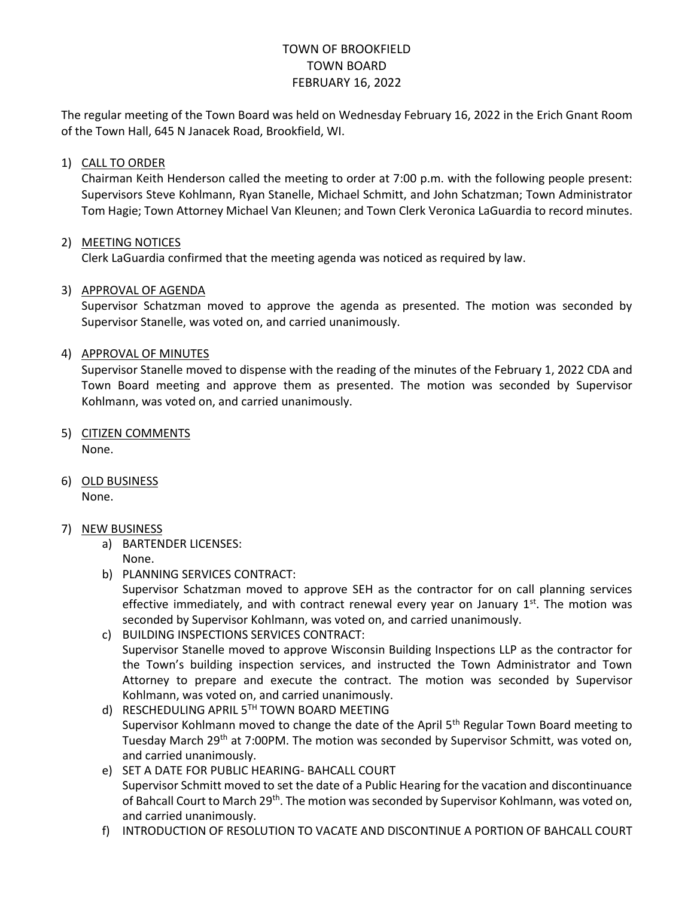# TOWN OF BROOKFIELD
# TOWN BOARD
# FEBRUARY 16, 2022

The regular meeting of the Town Board was held on Wednesday February 16, 2022 in the Erich Gnant Room of the Town Hall, 645 N Janacek Road, Brookfield, WI.

1) <u>CALL TO ORDER</u>
   Chairman Keith Henderson called the meeting to order at 7:00 p.m. with the following people present: Supervisors Steve Kohlmann, Ryan Stanelle, Michael Schmitt, and John Schatzman; Town Administrator Tom Hagie; Town Attorney Michael Van Kleunen; and Town Clerk Veronica LaGuardia to record minutes.

2) <u>MEETING NOTICES</u>
   Clerk LaGuardia confirmed that the meeting agenda was noticed as required by law.

3) <u>APPROVAL OF AGENDA</u>
   Supervisor Schatzman moved to approve the agenda as presented. The motion was seconded by Supervisor Stanelle, was voted on, and carried unanimously.

4) <u>APPROVAL OF MINUTES</u>
   Supervisor Stanelle moved to dispense with the reading of the minutes of the February 1, 2022 CDA and Town Board meeting and approve them as presented. The motion was seconded by Supervisor Kohlmann, was voted on, and carried unanimously.

5) <u>CITIZEN COMMENTS</u>
   None.

6) <u>OLD BUSINESS</u>
   None.

7) <u>NEW BUSINESS</u>
   a) BARTENDER LICENSES:
      None.
   b) PLANNING SERVICES CONTRACT:
      Supervisor Schatzman moved to approve SEH as the contractor for on call planning services effective immediately, and with contract renewal every year on January 1st. The motion was seconded by Supervisor Kohlmann, was voted on, and carried unanimously.
   c) BUILDING INSPECTIONS SERVICES CONTRACT:
      Supervisor Stanelle moved to approve Wisconsin Building Inspections LLP as the contractor for the Town's building inspection services, and instructed the Town Administrator and Town Attorney to prepare and execute the contract. The motion was seconded by Supervisor Kohlmann, was voted on, and carried unanimously.
   d) RESCHEDULING APRIL 5TH TOWN BOARD MEETING
      Supervisor Kohlmann moved to change the date of the April 5th Regular Town Board meeting to Tuesday March 29th at 7:00PM. The motion was seconded by Supervisor Schmitt, was voted on, and carried unanimously.
   e) SET A DATE FOR PUBLIC HEARING- BAHCALL COURT
      Supervisor Schmitt moved to set the date of a Public Hearing for the vacation and discontinuance of Bahcall Court to March 29th. The motion was seconded by Supervisor Kohlmann, was voted on, and carried unanimously.
   f) INTRODUCTION OF RESOLUTION TO VACATE AND DISCONTINUE A PORTION OF BAHCALL COURT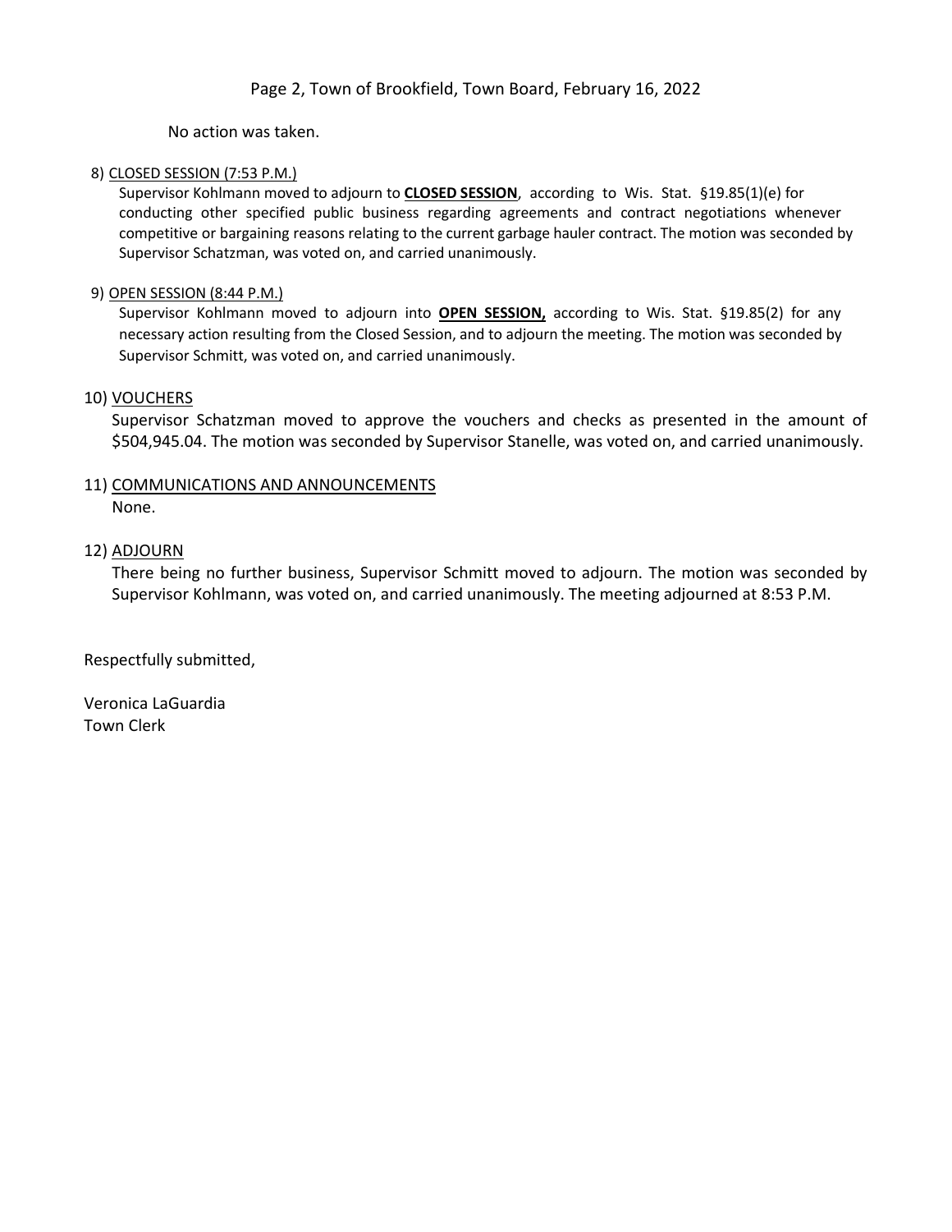No action was taken.

8) <u>CLOSED SESSION (7:53 P.M.)</u>

Supervisor Kohlmann moved to adjourn to **<u>CLOSED SESSION</u>**, according to Wis. Stat. §19.85(1)(e) for conducting other specified public business regarding agreements and contract negotiations whenever competitive or bargaining reasons relating to the current garbage hauler contract. The motion was seconded by Supervisor Schatzman, was voted on, and carried unanimously.

9) <u>OPEN SESSION (8:44 P.M.)</u>

Supervisor Kohlmann moved to adjourn into **<u>OPEN SESSION,</u>** according to Wis. Stat. §19.85(2) for any necessary action resulting from the Closed Session, and to adjourn the meeting. The motion was seconded by Supervisor Schmitt, was voted on, and carried unanimously.

10) <u>VOUCHERS</u>

Supervisor Schatzman moved to approve the vouchers and checks as presented in the amount of $504,945.04. The motion was seconded by Supervisor Stanelle, was voted on, and carried unanimously.

11) <u>COMMUNICATIONS AND ANNOUNCEMENTS</u>

None.

12) <u>ADJOURN</u>

There being no further business, Supervisor Schmitt moved to adjourn. The motion was seconded by Supervisor Kohlmann, was voted on, and carried unanimously. The meeting adjourned at 8:53 P.M.

Respectfully submitted,

Veronica LaGuardia
Town Clerk